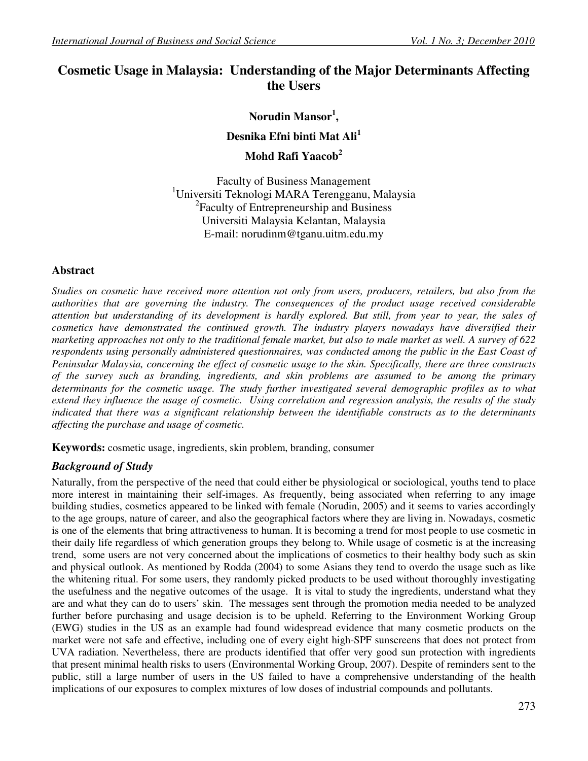# Cosmetic Usage in Malaysia: Understanding of the Major Determinants Affecting the Users

**Norudin Mansor[1],**

**Desnika Efni binti Mat Ali[1]**

**Mohd Rafi Yaacob[2]**

Faculty of Business Management
[1]Universiti Teknologi MARA Terengganu, Malaysia
[2]Faculty of Entrepreneurship and Business
Universiti Malaysia Kelantan, Malaysia
E-mail: norudinm@tganu.uitm.edu.my

## Abstract

*Studies on cosmetic have received more attention not only from users, producers, retailers, but also from the authorities that are governing the industry. The consequences of the product usage received considerable attention but understanding of its development is hardly explored. But still, from year to year, the sales of cosmetics have demonstrated the continued growth. The industry players nowadays have diversified their marketing approaches not only to the traditional female market, but also to male market as well. A survey of 622 respondents using personally administered questionnaires, was conducted among the public in the East Coast of Peninsular Malaysia, concerning the effect of cosmetic usage to the skin. Specifically, there are three constructs of the survey such as branding, ingredients, and skin problems are assumed to be among the primary determinants for the cosmetic usage. The study further investigated several demographic profiles as to what extend they influence the usage of cosmetic. Using correlation and regression analysis, the results of the study indicated that there was a significant relationship between the identifiable constructs as to the determinants affecting the purchase and usage of cosmetic.*

**Keywords:** cosmetic usage, ingredients, skin problem, branding, consumer

### *Background of Study*

Naturally, from the perspective of the need that could either be physiological or sociological, youths tend to place more interest in maintaining their self-images. As frequently, being associated when referring to any image building studies, cosmetics appeared to be linked with female (Norudin, 2005) and it seems to varies accordingly to the age groups, nature of career, and also the geographical factors where they are living in. Nowadays, cosmetic is one of the elements that bring attractiveness to human. It is becoming a trend for most people to use cosmetic in their daily life regardless of which generation groups they belong to. While usage of cosmetic is at the increasing trend, some users are not very concerned about the implications of cosmetics to their healthy body such as skin and physical outlook. As mentioned by Rodda (2004) to some Asians they tend to overdo the usage such as like the whitening ritual. For some users, they randomly picked products to be used without thoroughly investigating the usefulness and the negative outcomes of the usage. It is vital to study the ingredients, understand what they are and what they can do to users' skin. The messages sent through the promotion media needed to be analyzed further before purchasing and usage decision is to be upheld. Referring to the Environment Working Group (EWG) studies in the US as an example had found widespread evidence that many cosmetic products on the market were not safe and effective, including one of every eight high-SPF sunscreens that does not protect from UVA radiation. Nevertheless, there are products identified that offer very good sun protection with ingredients that present minimal health risks to users (Environmental Working Group, 2007). Despite of reminders sent to the public, still a large number of users in the US failed to have a comprehensive understanding of the health implications of our exposures to complex mixtures of low doses of industrial compounds and pollutants.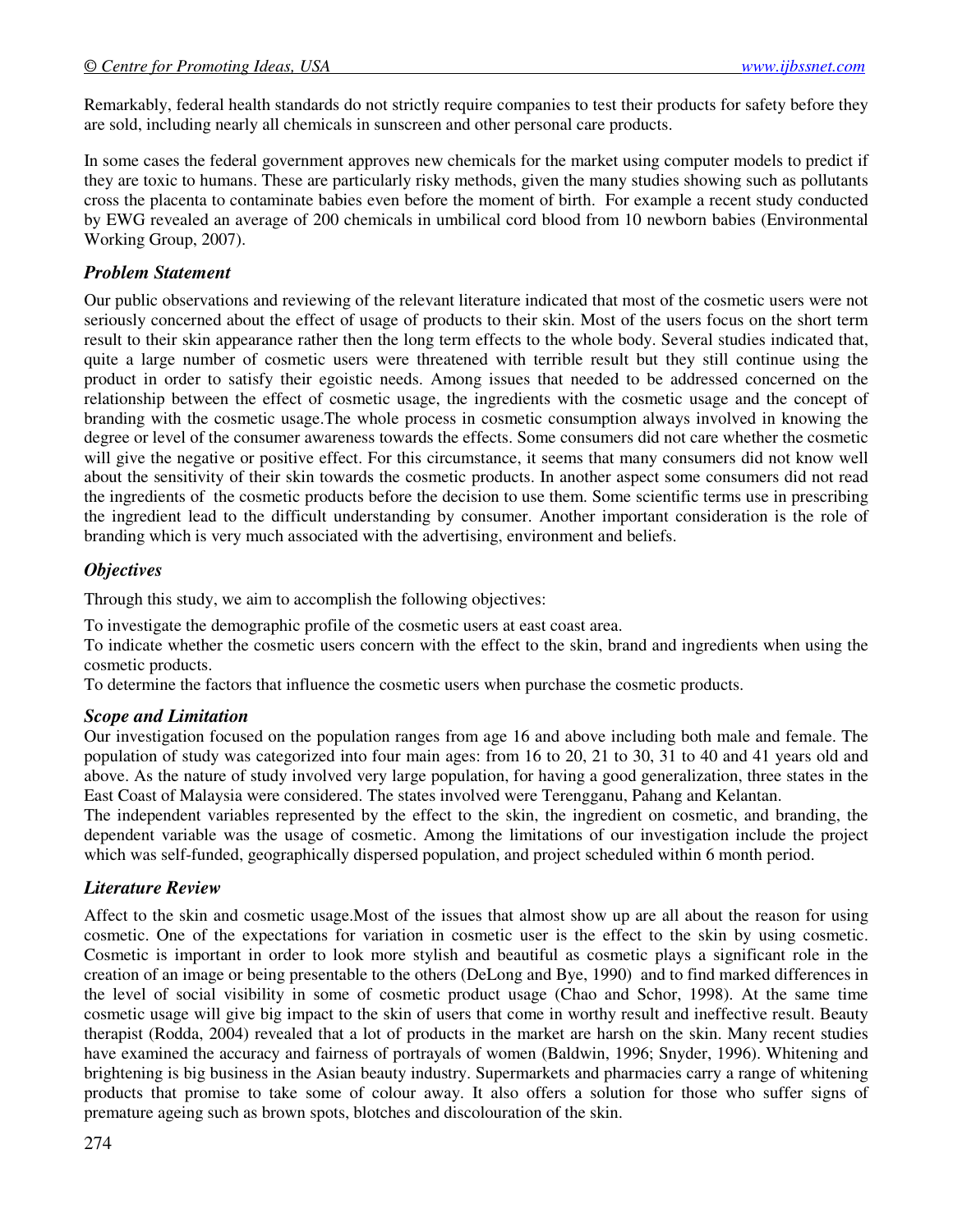Remarkably, federal health standards do not strictly require companies to test their products for safety before they are sold, including nearly all chemicals in sunscreen and other personal care products.

In some cases the federal government approves new chemicals for the market using computer models to predict if they are toxic to humans. These are particularly risky methods, given the many studies showing such as pollutants cross the placenta to contaminate babies even before the moment of birth. For example a recent study conducted by EWG revealed an average of 200 chemicals in umbilical cord blood from 10 newborn babies (Environmental Working Group, 2007).

### *Problem Statement*

Our public observations and reviewing of the relevant literature indicated that most of the cosmetic users were not seriously concerned about the effect of usage of products to their skin. Most of the users focus on the short term result to their skin appearance rather then the long term effects to the whole body. Several studies indicated that, quite a large number of cosmetic users were threatened with terrible result but they still continue using the product in order to satisfy their egoistic needs. Among issues that needed to be addressed concerned on the relationship between the effect of cosmetic usage, the ingredients with the cosmetic usage and the concept of branding with the cosmetic usage.The whole process in cosmetic consumption always involved in knowing the degree or level of the consumer awareness towards the effects. Some consumers did not care whether the cosmetic will give the negative or positive effect. For this circumstance, it seems that many consumers did not know well about the sensitivity of their skin towards the cosmetic products. In another aspect some consumers did not read the ingredients of the cosmetic products before the decision to use them. Some scientific terms use in prescribing the ingredient lead to the difficult understanding by consumer. Another important consideration is the role of branding which is very much associated with the advertising, environment and beliefs.

### *Objectives*

Through this study, we aim to accomplish the following objectives:

To investigate the demographic profile of the cosmetic users at east coast area.

To indicate whether the cosmetic users concern with the effect to the skin, brand and ingredients when using the cosmetic products.

To determine the factors that influence the cosmetic users when purchase the cosmetic products.

### *Scope and Limitation*

Our investigation focused on the population ranges from age 16 and above including both male and female. The population of study was categorized into four main ages: from 16 to 20, 21 to 30, 31 to 40 and 41 years old and above. As the nature of study involved very large population, for having a good generalization, three states in the East Coast of Malaysia were considered. The states involved were Terengganu, Pahang and Kelantan.

The independent variables represented by the effect to the skin, the ingredient on cosmetic, and branding, the dependent variable was the usage of cosmetic. Among the limitations of our investigation include the project which was self-funded, geographically dispersed population, and project scheduled within 6 month period.

### *Literature Review*

Affect to the skin and cosmetic usage.Most of the issues that almost show up are all about the reason for using cosmetic. One of the expectations for variation in cosmetic user is the effect to the skin by using cosmetic. Cosmetic is important in order to look more stylish and beautiful as cosmetic plays a significant role in the creation of an image or being presentable to the others (DeLong and Bye, 1990) and to find marked differences in the level of social visibility in some of cosmetic product usage (Chao and Schor, 1998). At the same time cosmetic usage will give big impact to the skin of users that come in worthy result and ineffective result. Beauty therapist (Rodda, 2004) revealed that a lot of products in the market are harsh on the skin. Many recent studies have examined the accuracy and fairness of portrayals of women (Baldwin, 1996; Snyder, 1996). Whitening and brightening is big business in the Asian beauty industry. Supermarkets and pharmacies carry a range of whitening products that promise to take some of colour away. It also offers a solution for those who suffer signs of premature ageing such as brown spots, blotches and discolouration of the skin.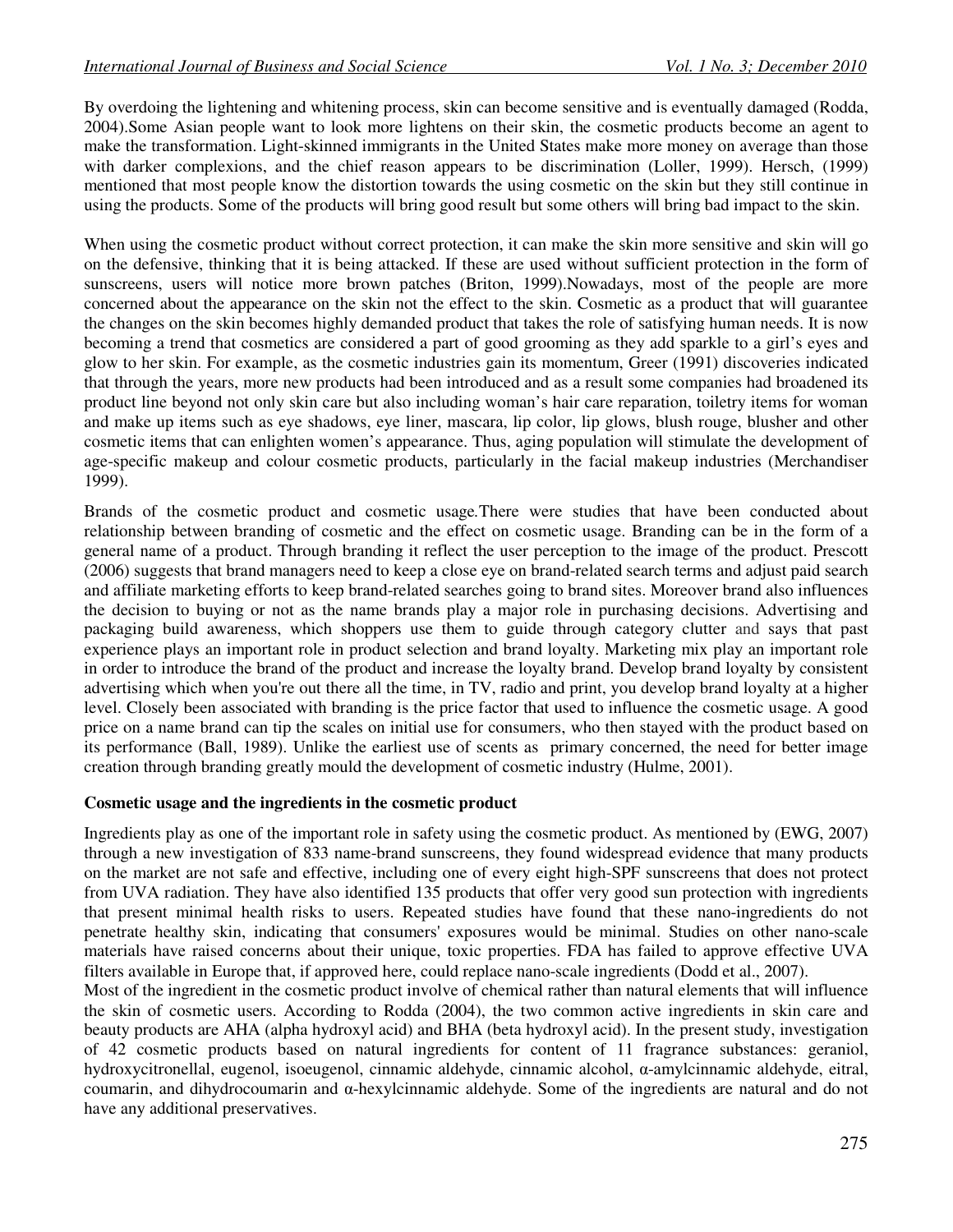By overdoing the lightening and whitening process, skin can become sensitive and is eventually damaged (Rodda, 2004).Some Asian people want to look more lightens on their skin, the cosmetic products become an agent to make the transformation. Light-skinned immigrants in the United States make more money on average than those with darker complexions, and the chief reason appears to be discrimination (Loller, 1999). Hersch, (1999) mentioned that most people know the distortion towards the using cosmetic on the skin but they still continue in using the products. Some of the products will bring good result but some others will bring bad impact to the skin.

When using the cosmetic product without correct protection, it can make the skin more sensitive and skin will go on the defensive, thinking that it is being attacked. If these are used without sufficient protection in the form of sunscreens, users will notice more brown patches (Briton, 1999).Nowadays, most of the people are more concerned about the appearance on the skin not the effect to the skin. Cosmetic as a product that will guarantee the changes on the skin becomes highly demanded product that takes the role of satisfying human needs. It is now becoming a trend that cosmetics are considered a part of good grooming as they add sparkle to a girl's eyes and glow to her skin. For example, as the cosmetic industries gain its momentum, Greer (1991) discoveries indicated that through the years, more new products had been introduced and as a result some companies had broadened its product line beyond not only skin care but also including woman's hair care reparation, toiletry items for woman and make up items such as eye shadows, eye liner, mascara, lip color, lip glows, blush rouge, blusher and other cosmetic items that can enlighten women's appearance. Thus, aging population will stimulate the development of age-specific makeup and colour cosmetic products, particularly in the facial makeup industries (Merchandiser 1999).

Brands of the cosmetic product and cosmetic usage.There were studies that have been conducted about relationship between branding of cosmetic and the effect on cosmetic usage. Branding can be in the form of a general name of a product. Through branding it reflect the user perception to the image of the product. Prescott (2006) suggests that brand managers need to keep a close eye on brand-related search terms and adjust paid search and affiliate marketing efforts to keep brand-related searches going to brand sites. Moreover brand also influences the decision to buying or not as the name brands play a major role in purchasing decisions. Advertising and packaging build awareness, which shoppers use them to guide through category clutter and says that past experience plays an important role in product selection and brand loyalty. Marketing mix play an important role in order to introduce the brand of the product and increase the loyalty brand. Develop brand loyalty by consistent advertising which when you're out there all the time, in TV, radio and print, you develop brand loyalty at a higher level. Closely been associated with branding is the price factor that used to influence the cosmetic usage. A good price on a name brand can tip the scales on initial use for consumers, who then stayed with the product based on its performance (Ball, 1989). Unlike the earliest use of scents as primary concerned, the need for better image creation through branding greatly mould the development of cosmetic industry (Hulme, 2001).

**Cosmetic usage and the ingredients in the cosmetic product**

Ingredients play as one of the important role in safety using the cosmetic product. As mentioned by (EWG, 2007) through a new investigation of 833 name-brand sunscreens, they found widespread evidence that many products on the market are not safe and effective, including one of every eight high-SPF sunscreens that does not protect from UVA radiation. They have also identified 135 products that offer very good sun protection with ingredients that present minimal health risks to users. Repeated studies have found that these nano-ingredients do not penetrate healthy skin, indicating that consumers' exposures would be minimal. Studies on other nano-scale materials have raised concerns about their unique, toxic properties. FDA has failed to approve effective UVA filters available in Europe that, if approved here, could replace nano-scale ingredients (Dodd et al., 2007).

Most of the ingredient in the cosmetic product involve of chemical rather than natural elements that will influence the skin of cosmetic users. According to Rodda (2004), the two common active ingredients in skin care and beauty products are AHA (alpha hydroxyl acid) and BHA (beta hydroxyl acid). In the present study, investigation of 42 cosmetic products based on natural ingredients for content of 11 fragrance substances: geraniol, hydroxycitronellal, eugenol, isoeugenol, cinnamic aldehyde, cinnamic alcohol, α-amylcinnamic aldehyde, eitral, coumarin, and dihydrocoumarin and α-hexylcinnamic aldehyde. Some of the ingredients are natural and do not have any additional preservatives.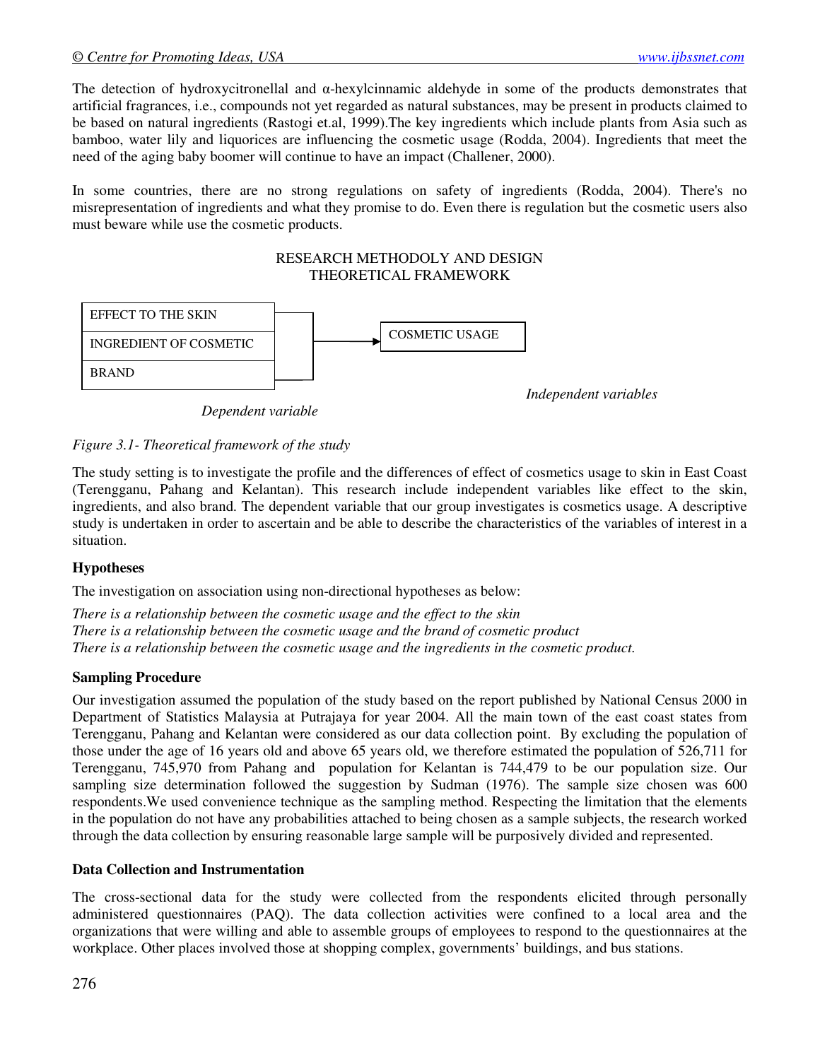The detection of hydroxycitronellal and α-hexylcinnamic aldehyde in some of the products demonstrates that artificial fragrances, i.e., compounds not yet regarded as natural substances, may be present in products claimed to be based on natural ingredients (Rastogi et.al, 1999).The key ingredients which include plants from Asia such as bamboo, water lily and liquorices are influencing the cosmetic usage (Rodda, 2004). Ingredients that meet the need of the aging baby boomer will continue to have an impact (Challener, 2000).

In some countries, there are no strong regulations on safety of ingredients (Rodda, 2004). There's no misrepresentation of ingredients and what they promise to do. Even there is regulation but the cosmetic users also must beware while use the cosmetic products.

## RESEARCH METHODOLY AND DESIGN
## THEORETICAL FRAMEWORK

| |
|---|
| EFFECT TO THE SKIN |
| INGREDIENT OF COSMETIC |
| BRAND |

→ COSMETIC USAGE

*Independent variables*

*Dependent variable*

*Figure 3.1- Theoretical framework of the study*

The study setting is to investigate the profile and the differences of effect of cosmetics usage to skin in East Coast (Terengganu, Pahang and Kelantan). This research include independent variables like effect to the skin, ingredients, and also brand. The dependent variable that our group investigates is cosmetics usage. A descriptive study is undertaken in order to ascertain and be able to describe the characteristics of the variables of interest in a situation.

### Hypotheses

The investigation on association using non-directional hypotheses as below:

*There is a relationship between the cosmetic usage and the effect to the skin*
*There is a relationship between the cosmetic usage and the brand of cosmetic product*
*There is a relationship between the cosmetic usage and the ingredients in the cosmetic product.*

### Sampling Procedure

Our investigation assumed the population of the study based on the report published by National Census 2000 in Department of Statistics Malaysia at Putrajaya for year 2004. All the main town of the east coast states from Terengganu, Pahang and Kelantan were considered as our data collection point. By excluding the population of those under the age of 16 years old and above 65 years old, we therefore estimated the population of 526,711 for Terengganu, 745,970 from Pahang and population for Kelantan is 744,479 to be our population size. Our sampling size determination followed the suggestion by Sudman (1976). The sample size chosen was 600 respondents.We used convenience technique as the sampling method. Respecting the limitation that the elements in the population do not have any probabilities attached to being chosen as a sample subjects, the research worked through the data collection by ensuring reasonable large sample will be purposively divided and represented.

### Data Collection and Instrumentation

The cross-sectional data for the study were collected from the respondents elicited through personally administered questionnaires (PAQ). The data collection activities were confined to a local area and the organizations that were willing and able to assemble groups of employees to respond to the questionnaires at the workplace. Other places involved those at shopping complex, governments' buildings, and bus stations.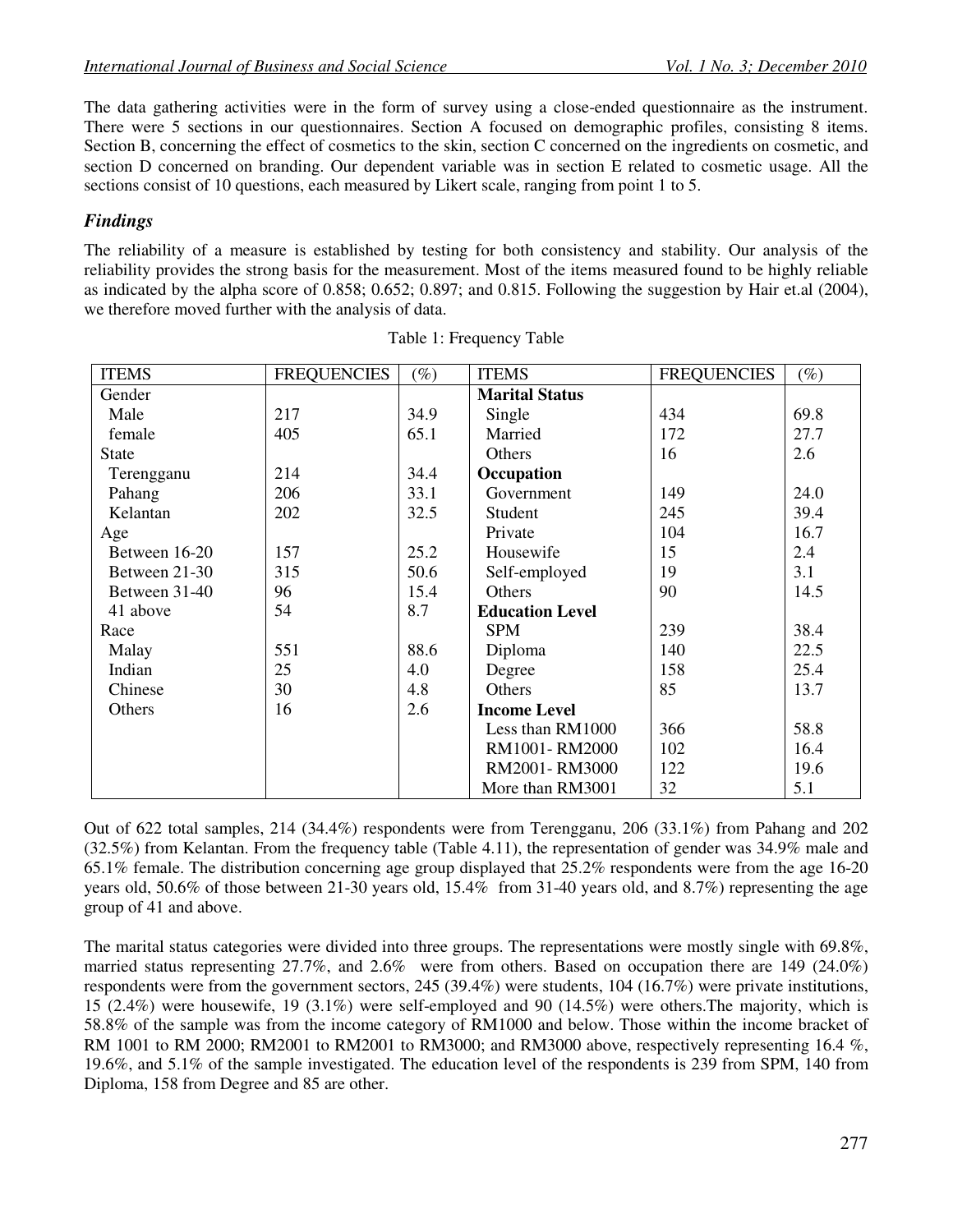The data gathering activities were in the form of survey using a close-ended questionnaire as the instrument. There were 5 sections in our questionnaires. Section A focused on demographic profiles, consisting 8 items. Section B, concerning the effect of cosmetics to the skin, section C concerned on the ingredients on cosmetic, and section D concerned on branding. Our dependent variable was in section E related to cosmetic usage. All the sections consist of 10 questions, each measured by Likert scale, ranging from point 1 to 5.

## *Findings*

The reliability of a measure is established by testing for both consistency and stability. Our analysis of the reliability provides the strong basis for the measurement. Most of the items measured found to be highly reliable as indicated by the alpha score of 0.858; 0.652; 0.897; and 0.815. Following the suggestion by Hair et.al (2004), we therefore moved further with the analysis of data.

Table 1: Frequency Table

| ITEMS | FREQUENCIES | (%) | ITEMS | FREQUENCIES | (%) |
|---|---|---|---|---|---|
| Gender | | | **Marital Status** | | |
| Male | 217 | 34.9 | Single | 434 | 69.8 |
| female | 405 | 65.1 | Married | 172 | 27.7 |
| State | | | Others | 16 | 2.6 |
| Terengganu | 214 | 34.4 | **Occupation** | | |
| Pahang | 206 | 33.1 | Government | 149 | 24.0 |
| Kelantan | 202 | 32.5 | Student | 245 | 39.4 |
| Age | | | Private | 104 | 16.7 |
| Between 16-20 | 157 | 25.2 | Housewife | 15 | 2.4 |
| Between 21-30 | 315 | 50.6 | Self-employed | 19 | 3.1 |
| Between 31-40 | 96 | 15.4 | Others | 90 | 14.5 |
| 41 above | 54 | 8.7 | **Education Level** | | |
| Race | | | SPM | 239 | 38.4 |
| Malay | 551 | 88.6 | Diploma | 140 | 22.5 |
| Indian | 25 | 4.0 | Degree | 158 | 25.4 |
| Chinese | 30 | 4.8 | Others | 85 | 13.7 |
| Others | 16 | 2.6 | **Income Level** | | |
| | | | Less than RM1000 | 366 | 58.8 |
| | | | RM1001- RM2000 | 102 | 16.4 |
| | | | RM2001- RM3000 | 122 | 19.6 |
| | | | More than RM3001 | 32 | 5.1 |

Out of 622 total samples, 214 (34.4%) respondents were from Terengganu, 206 (33.1%) from Pahang and 202 (32.5%) from Kelantan. From the frequency table (Table 4.11), the representation of gender was 34.9% male and 65.1% female. The distribution concerning age group displayed that 25.2% respondents were from the age 16-20 years old, 50.6% of those between 21-30 years old, 15.4% from 31-40 years old, and 8.7%) representing the age group of 41 and above.

The marital status categories were divided into three groups. The representations were mostly single with 69.8%, married status representing 27.7%, and 2.6% were from others. Based on occupation there are 149 (24.0%) respondents were from the government sectors, 245 (39.4%) were students, 104 (16.7%) were private institutions, 15 (2.4%) were housewife, 19 (3.1%) were self-employed and 90 (14.5%) were others.The majority, which is 58.8% of the sample was from the income category of RM1000 and below. Those within the income bracket of RM 1001 to RM 2000; RM2001 to RM2001 to RM3000; and RM3000 above, respectively representing 16.4 %, 19.6%, and 5.1% of the sample investigated. The education level of the respondents is 239 from SPM, 140 from Diploma, 158 from Degree and 85 are other.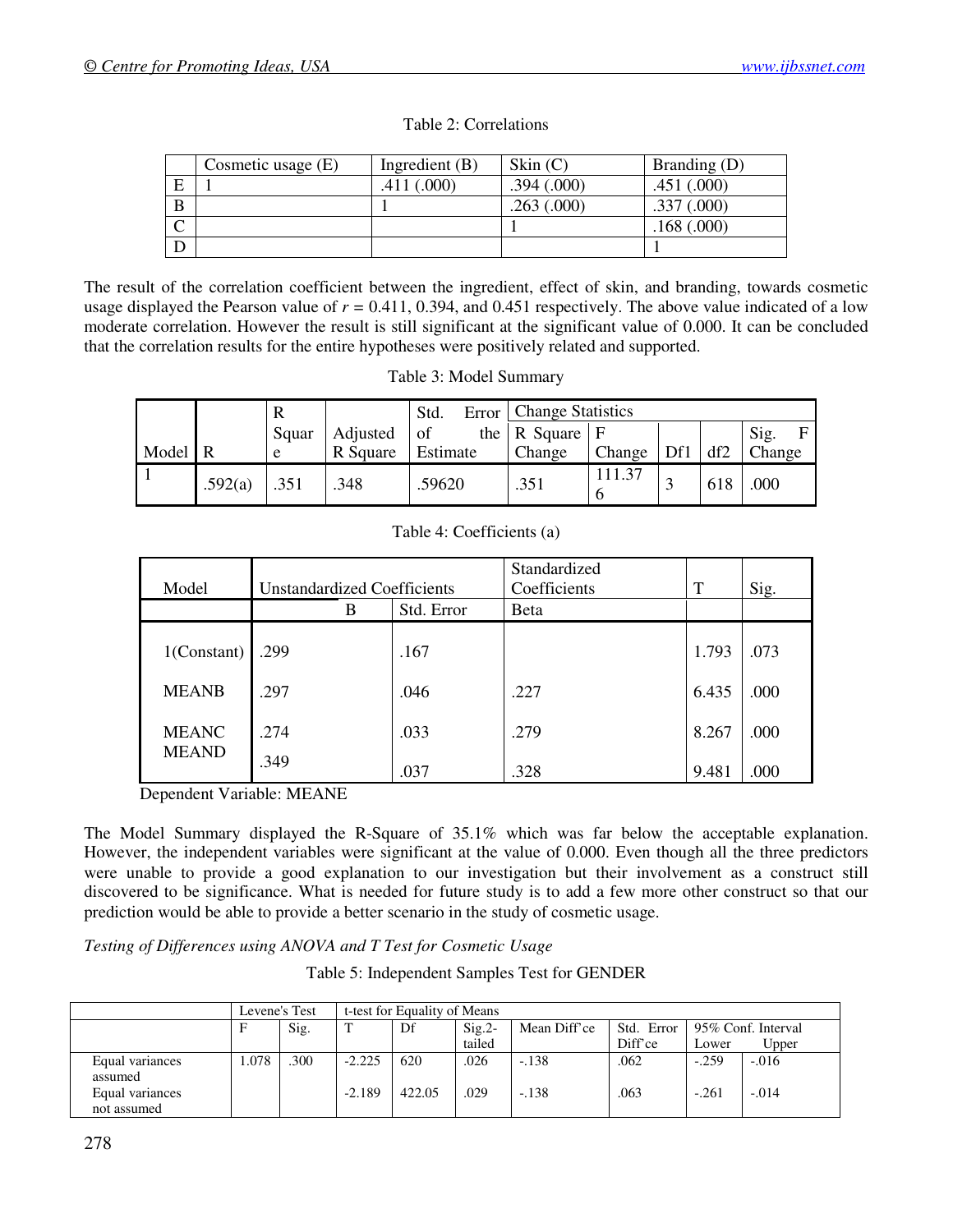Table 2: Correlations

| | Cosmetic usage (E) | Ingredient (B) | Skin (C) | Branding (D) |
|---|---|---|---|---|
| E | 1 | .411 (.000) | .394 (.000) | .451 (.000) |
| B | | 1 | .263 (.000) | .337 (.000) |
| C | | | 1 | .168 (.000) |
| D | | | | 1 |

The result of the correlation coefficient between the ingredient, effect of skin, and branding, towards cosmetic usage displayed the Pearson value of $r$ = 0.411, 0.394, and 0.451 respectively. The above value indicated of a low moderate correlation. However the result is still significant at the significant value of 0.000. It can be concluded that the correlation results for the entire hypotheses were positively related and supported.

Table 3: Model Summary

| Model | R | R Square | Adjusted R Square | Std. Error of the Estimate | Change Statistics | | | | |
|---|---|---|---|---|---|---|---|---|---|
| | | | | | R Square Change | F Change | Df1 | df2 | Sig. F Change |
| 1 | .592(a) | .351 | .348 | .59620 | .351 | 111.376 | 3 | 618 | .000 |

Table 4: Coefficients (a)

| Model | Unstandardized Coefficients | | Standardized Coefficients | T | Sig. |
|---|---|---|---|---|---|
| | B | Std. Error | Beta | | |
| 1(Constant) | .299 | .167 | | 1.793 | .073 |
| MEANB | .297 | .046 | .227 | 6.435 | .000 |
| MEANC | .274 | .033 | .279 | 8.267 | .000 |
| MEAND | .349 | .037 | .328 | 9.481 | .000 |

Dependent Variable: MEANE

The Model Summary displayed the R-Square of 35.1% which was far below the acceptable explanation. However, the independent variables were significant at the value of 0.000. Even though all the three predictors were unable to provide a good explanation to our investigation but their involvement as a construct still discovered to be significance. What is needed for future study is to add a few more other construct so that our prediction would be able to provide a better scenario in the study of cosmetic usage.

*Testing of Differences using ANOVA and T Test for Cosmetic Usage*

Table 5: Independent Samples Test for GENDER

| | Levene's Test | | t-test for Equality of Means | | | | | | |
|---|---|---|---|---|---|---|---|---|---|
| | F | Sig. | T | Df | Sig.2-tailed | Mean Diff'ce | Std. Error Diff'ce | 95% Conf. Interval Lower | Upper |
| Equal variances assumed | 1.078 | .300 | -2.225 | 620 | .026 | -.138 | .062 | -.259 | -.016 |
| Equal variances not assumed | | | -2.189 | 422.05 | .029 | -.138 | .063 | -.261 | -.014 |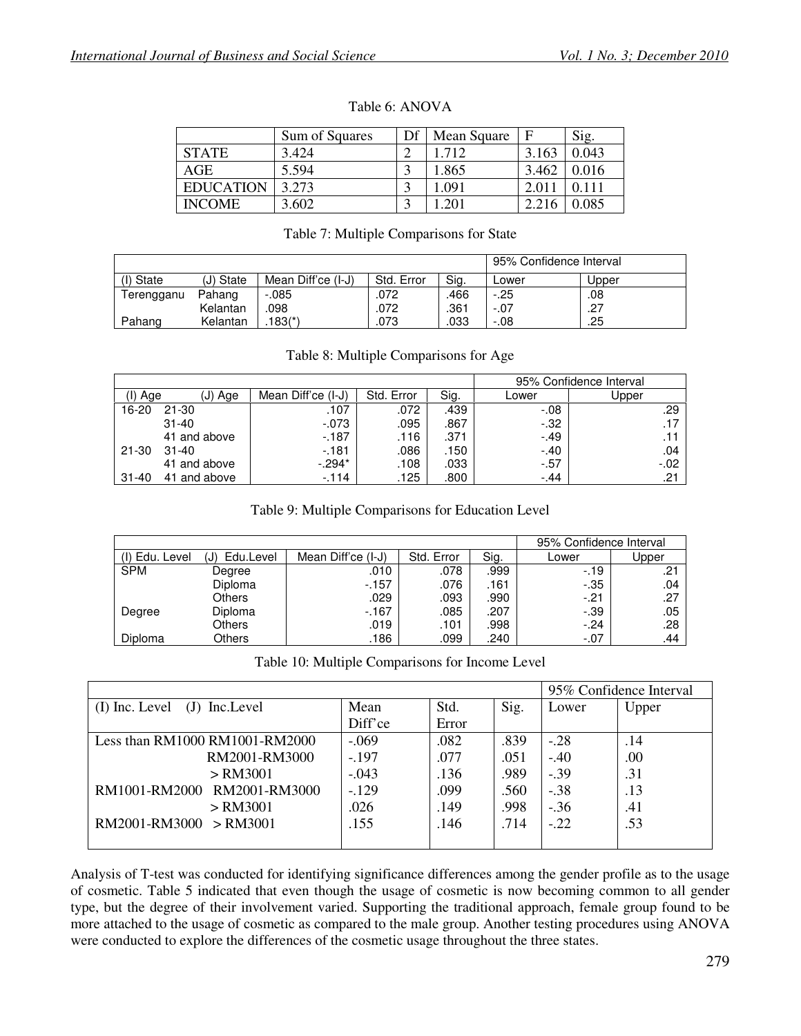Table 6: ANOVA

| | Sum of Squares | Df | Mean Square | F | Sig. |
|---|---|---|---|---|---|
| STATE | 3.424 | 2 | 1.712 | 3.163 | 0.043 |
| AGE | 5.594 | 3 | 1.865 | 3.462 | 0.016 |
| EDUCATION | 3.273 | 3 | 1.091 | 2.011 | 0.111 |
| INCOME | 3.602 | 3 | 1.201 | 2.216 | 0.085 |

Table 7: Multiple Comparisons for State

| | | | | | 95% Confidence Interval | |
|---|---|---|---|---|---|---|
| (I) State | (J) State | Mean Diff'ce (I-J) | Std. Error | Sig. | Lower | Upper |
| Terengganu | Pahang | -.085 | .072 | .466 | -.25 | .08 |
| | Kelantan | .098 | .072 | .361 | -.07 | .27 |
| Pahang | Kelantan | .183(*) | .073 | .033 | -.08 | .25 |

Table 8: Multiple Comparisons for Age

| | | | | | 95% Confidence Interval | |
|---|---|---|---|---|---|---|
| (I) Age | (J) Age | Mean Diff'ce (I-J) | Std. Error | Sig. | Lower | Upper |
| 16-20 | 21-30 | .107 | .072 | .439 | -.08 | .29 |
| | 31-40 | -.073 | .095 | .867 | -.32 | .17 |
| | 41 and above | -.187 | .116 | .371 | -.49 | .11 |
| 21-30 | 31-40 | -.181 | .086 | .150 | -.40 | .04 |
| | 41 and above | -.294* | .108 | .033 | -.57 | -.02 |
| 31-40 | 41 and above | -.114 | .125 | .800 | -.44 | .21 |

Table 9: Multiple Comparisons for Education Level

| | | | | | 95% Confidence Interval | |
|---|---|---|---|---|---|---|
| (I) Edu. Level | (J) Edu.Level | Mean Diff'ce (I-J) | Std. Error | Sig. | Lower | Upper |
| SPM | Degree | .010 | .078 | .999 | -.19 | .21 |
| | Diploma | -.157 | .076 | .161 | -.35 | .04 |
| | Others | .029 | .093 | .990 | -.21 | .27 |
| Degree | Diploma | -.167 | .085 | .207 | -.39 | .05 |
| | Others | .019 | .101 | .998 | -.24 | .28 |
| Diploma | Others | .186 | .099 | .240 | -.07 | .44 |

Table 10: Multiple Comparisons for Income Level

| | | | | | 95% Confidence Interval | |
|---|---|---|---|---|---|---|
| (I) Inc. Level | (J) Inc.Level | Mean Diff'ce | Std. Error | Sig. | Lower | Upper |
| Less than RM1000 | RM1001-RM2000 | -.069 | .082 | .839 | -.28 | .14 |
| | RM2001-RM3000 | -.197 | .077 | .051 | -.40 | .00 |
| | > RM3001 | -.043 | .136 | .989 | -.39 | .31 |
| RM1001-RM2000 | RM2001-RM3000 | -.129 | .099 | .560 | -.38 | .13 |
| | > RM3001 | .026 | .149 | .998 | -.36 | .41 |
| RM2001-RM3000 | > RM3001 | .155 | .146 | .714 | -.22 | .53 |

Analysis of T-test was conducted for identifying significance differences among the gender profile as to the usage of cosmetic. Table 5 indicated that even though the usage of cosmetic is now becoming common to all gender type, but the degree of their involvement varied. Supporting the traditional approach, female group found to be more attached to the usage of cosmetic as compared to the male group. Another testing procedures using ANOVA were conducted to explore the differences of the cosmetic usage throughout the three states.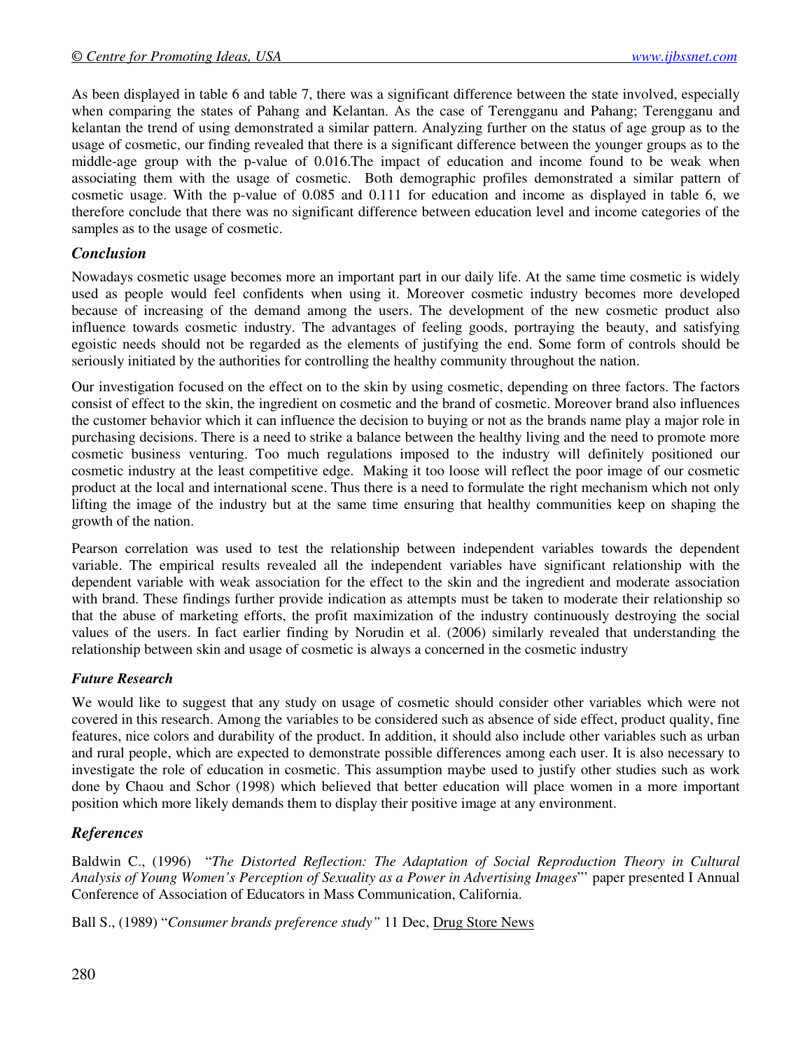As been displayed in table 6 and table 7, there was a significant difference between the state involved, especially when comparing the states of Pahang and Kelantan. As the case of Terengganu and Pahang; Terengganu and kelantan the trend of using demonstrated a similar pattern. Analyzing further on the status of age group as to the usage of cosmetic, our finding revealed that there is a significant difference between the younger groups as to the middle-age group with the p-value of 0.016.The impact of education and income found to be weak when associating them with the usage of cosmetic. Both demographic profiles demonstrated a similar pattern of cosmetic usage. With the p-value of 0.085 and 0.111 for education and income as displayed in table 6, we therefore conclude that there was no significant difference between education level and income categories of the samples as to the usage of cosmetic.

### *Conclusion*

Nowadays cosmetic usage becomes more an important part in our daily life. At the same time cosmetic is widely used as people would feel confidents when using it. Moreover cosmetic industry becomes more developed because of increasing of the demand among the users. The development of the new cosmetic product also influence towards cosmetic industry. The advantages of feeling goods, portraying the beauty, and satisfying egoistic needs should not be regarded as the elements of justifying the end. Some form of controls should be seriously initiated by the authorities for controlling the healthy community throughout the nation.

Our investigation focused on the effect on to the skin by using cosmetic, depending on three factors. The factors consist of effect to the skin, the ingredient on cosmetic and the brand of cosmetic. Moreover brand also influences the customer behavior which it can influence the decision to buying or not as the brands name play a major role in purchasing decisions. There is a need to strike a balance between the healthy living and the need to promote more cosmetic business venturing. Too much regulations imposed to the industry will definitely positioned our cosmetic industry at the least competitive edge. Making it too loose will reflect the poor image of our cosmetic product at the local and international scene. Thus there is a need to formulate the right mechanism which not only lifting the image of the industry but at the same time ensuring that healthy communities keep on shaping the growth of the nation.

Pearson correlation was used to test the relationship between independent variables towards the dependent variable. The empirical results revealed all the independent variables have significant relationship with the dependent variable with weak association for the effect to the skin and the ingredient and moderate association with brand. These findings further provide indication as attempts must be taken to moderate their relationship so that the abuse of marketing efforts, the profit maximization of the industry continuously destroying the social values of the users. In fact earlier finding by Norudin et al. (2006) similarly revealed that understanding the relationship between skin and usage of cosmetic is always a concerned in the cosmetic industry

### *Future Research*

We would like to suggest that any study on usage of cosmetic should consider other variables which were not covered in this research. Among the variables to be considered such as absence of side effect, product quality, fine features, nice colors and durability of the product. In addition, it should also include other variables such as urban and rural people, which are expected to demonstrate possible differences among each user. It is also necessary to investigate the role of education in cosmetic. This assumption maybe used to justify other studies such as work done by Chaou and Schor (1998) which believed that better education will place women in a more important position which more likely demands them to display their positive image at any environment.

## *References*

Baldwin C., (1996) "*The Distorted Reflection: The Adaptation of Social Reproduction Theory in Cultural Analysis of Young Women's Perception of Sexuality as a Power in Advertising Images*"' paper presented I Annual Conference of Association of Educators in Mass Communication, California.

Ball S., (1989) "*Consumer brands preference study"* 11 Dec, Drug Store News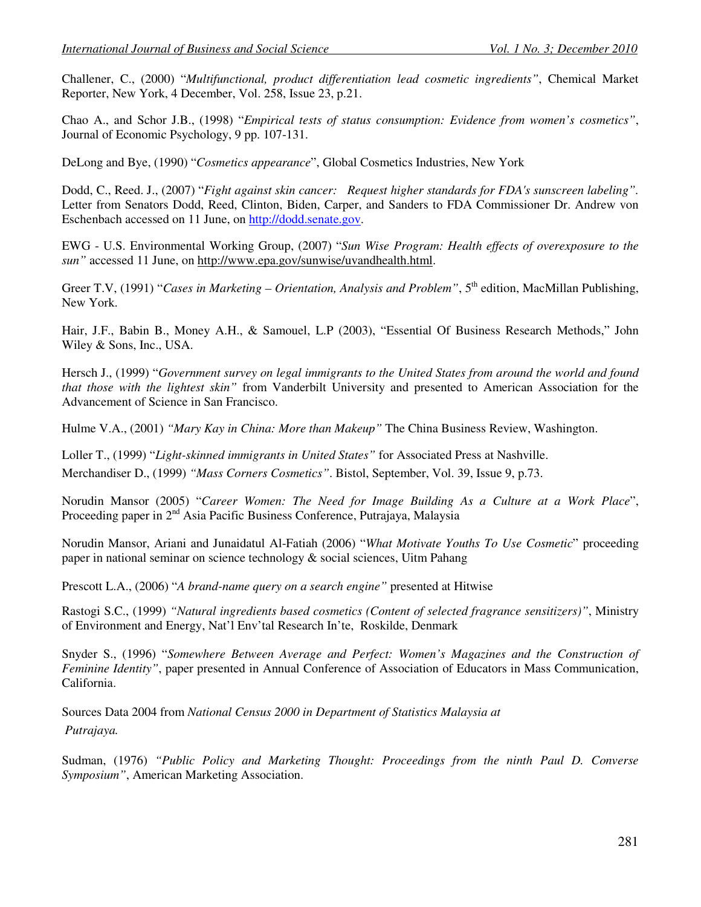Challener, C., (2000) "*Multifunctional, product differentiation lead cosmetic ingredients"*, Chemical Market Reporter, New York, 4 December, Vol. 258, Issue 23, p.21.

Chao A., and Schor J.B., (1998) "*Empirical tests of status consumption: Evidence from women's cosmetics"*, Journal of Economic Psychology, 9 pp. 107-131.

DeLong and Bye, (1990) "*Cosmetics appearance*", Global Cosmetics Industries, New York

Dodd, C., Reed. J., (2007) "*Fight against skin cancer: Request higher standards for FDA's sunscreen labeling"*. Letter from Senators Dodd, Reed, Clinton, Biden, Carper, and Sanders to FDA Commissioner Dr. Andrew von Eschenbach accessed on 11 June, on http://dodd.senate.gov.

EWG - U.S. Environmental Working Group, (2007) "*Sun Wise Program: Health effects of overexposure to the sun"* accessed 11 June, on http://www.epa.gov/sunwise/uvandhealth.html.

Greer T.V, (1991) "*Cases in Marketing – Orientation, Analysis and Problem"*, 5th edition, MacMillan Publishing, New York.

Hair, J.F., Babin B., Money A.H., & Samouel, L.P (2003), "Essential Of Business Research Methods," John Wiley & Sons, Inc., USA.

Hersch J., (1999) "*Government survey on legal immigrants to the United States from around the world and found that those with the lightest skin"* from Vanderbilt University and presented to American Association for the Advancement of Science in San Francisco.

Hulme V.A., (2001) *"Mary Kay in China: More than Makeup"* The China Business Review, Washington.

Loller T., (1999) "*Light-skinned immigrants in United States"* for Associated Press at Nashville.

Merchandiser D., (1999) *"Mass Corners Cosmetics"*. Bistol, September, Vol. 39, Issue 9, p.73.

Norudin Mansor (2005) "*Career Women: The Need for Image Building As a Culture at a Work Place*", Proceeding paper in 2nd Asia Pacific Business Conference, Putrajaya, Malaysia

Norudin Mansor, Ariani and Junaidatul Al-Fatiah (2006) "*What Motivate Youths To Use Cosmetic*" proceeding paper in national seminar on science technology & social sciences, Uitm Pahang

Prescott L.A., (2006) "*A brand-name query on a search engine"* presented at Hitwise

Rastogi S.C., (1999) *"Natural ingredients based cosmetics (Content of selected fragrance sensitizers)"*, Ministry of Environment and Energy, Nat'l Env'tal Research In'te, Roskilde, Denmark

Snyder S., (1996) "*Somewhere Between Average and Perfect: Women's Magazines and the Construction of Feminine Identity"*, paper presented in Annual Conference of Association of Educators in Mass Communication, California.

Sources Data 2004 from *National Census 2000 in Department of Statistics Malaysia at Putrajaya.*

Sudman, (1976) *"Public Policy and Marketing Thought: Proceedings from the ninth Paul D. Converse Symposium"*, American Marketing Association.